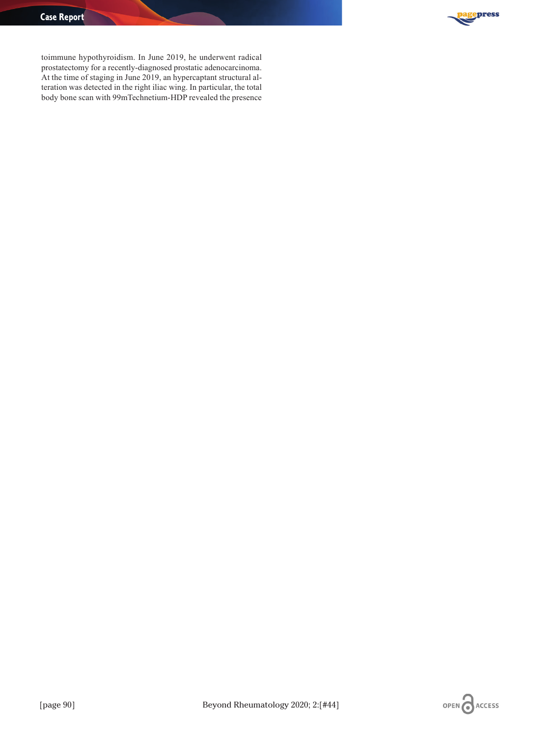toimmune hypothyroidism. In June 2019, he underwent radical prostatectomy for a recently-diagnosed prostatic adenocarcinoma. At the time of staging in June 2019, an hypercaptant structural alteration was detected in the right iliac wing. In particular, the total body bone scan with 99mTechnetium-HDP revealed the presence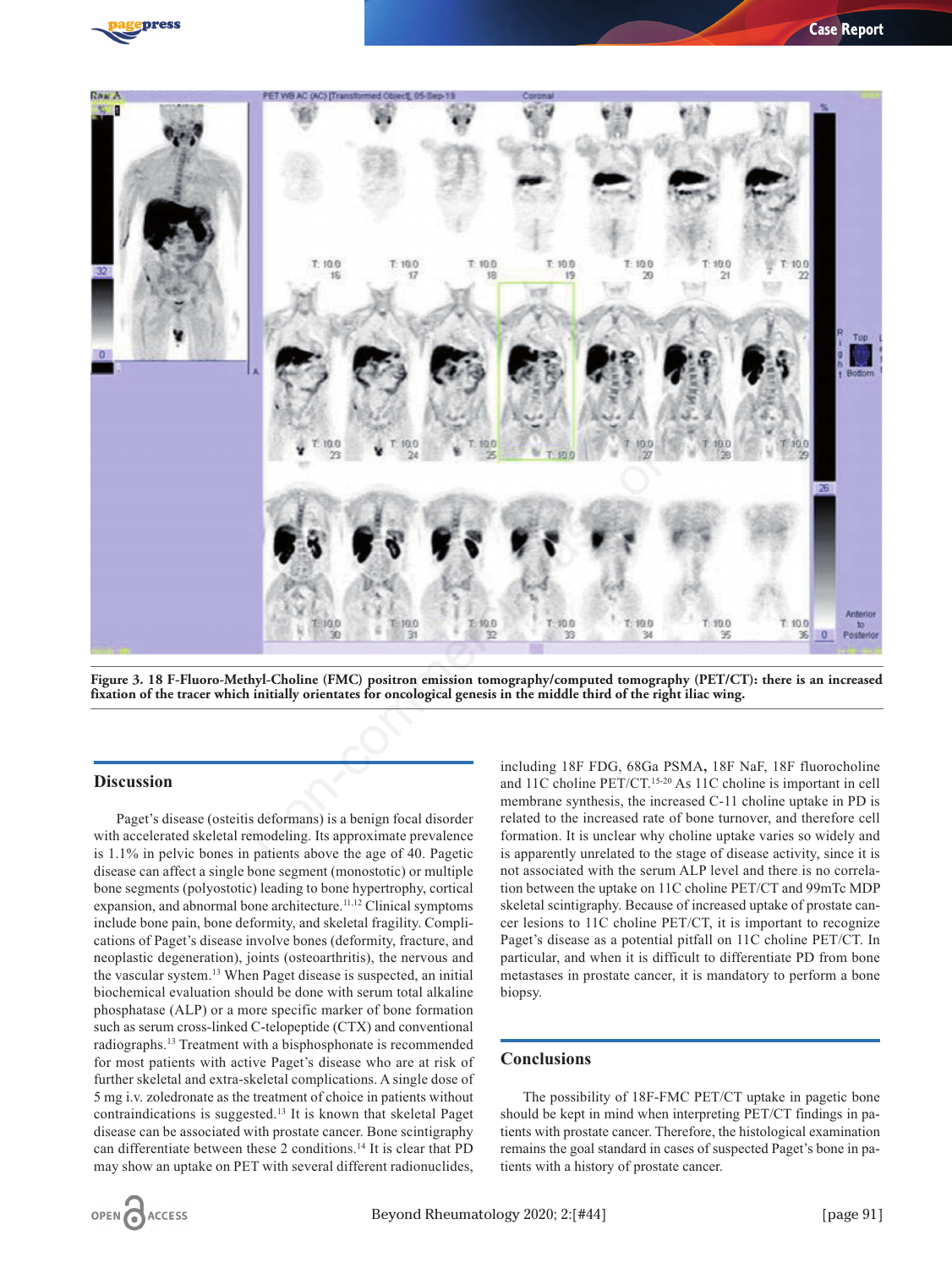**Figure 3. 18 F-Fluoro-Methyl-Choline (FMC) positron emission tomography/computed tomography (PET/CT): there is an increased fixation of the tracer which initially orientates for oncological genesis in the middle third of the right iliac wing.**

## Discussion

Paget's disease (osteitis deformans) is a benign focal disorder with accelerated skeletal remodeling. Its approximate prevalence is 1.1% in pelvic bones in patients above the age of 40. Pagetic disease can affect a single bone segment (monostotic) or multiple bone segments (polyostotic) leading to bone hypertrophy, cortical expansion, and abnormal bone architecture.[11,12] Clinical symptoms include bone pain, bone deformity, and skeletal fragility. Complications of Paget's disease involve bones (deformity, fracture, and neoplastic degeneration), joints (osteoarthritis), the nervous and the vascular system.[13] When Paget disease is suspected, an initial biochemical evaluation should be done with serum total alkaline phosphatase (ALP) or a more specific marker of bone formation such as serum cross-linked C-telopeptide (CTX) and conventional radiographs.[13] Treatment with a bisphosphonate is recommended for most patients with active Paget's disease who are at risk of further skeletal and extra-skeletal complications. A single dose of 5 mg i.v. zoledronate as the treatment of choice in patients without contraindications is suggested.[13] It is known that skeletal Paget disease can be associated with prostate cancer. Bone scintigraphy can differentiate between these 2 conditions.[14] It is clear that PD may show an uptake on PET with several different radionuclides, including 18F FDG, 68Ga PSMA, 18F NaF, 18F fluorocholine and 11C choline PET/CT.[15-20] As 11C choline is important in cell membrane synthesis, the increased C-11 choline uptake in PD is related to the increased rate of bone turnover, and therefore cell formation. It is unclear why choline uptake varies so widely and is apparently unrelated to the stage of disease activity, since it is not associated with the serum ALP level and there is no correlation between the uptake on 11C choline PET/CT and 99mTc MDP skeletal scintigraphy. Because of increased uptake of prostate cancer lesions to 11C choline PET/CT, it is important to recognize Paget's disease as a potential pitfall on 11C choline PET/CT. In particular, and when it is difficult to differentiate PD from bone metastases in prostate cancer, it is mandatory to perform a bone biopsy.

## Conclusions

The possibility of 18F-FMC PET/CT uptake in pagetic bone should be kept in mind when interpreting PET/CT findings in patients with prostate cancer. Therefore, the histological examination remains the goal standard in cases of suspected Paget's bone in patients with a history of prostate cancer.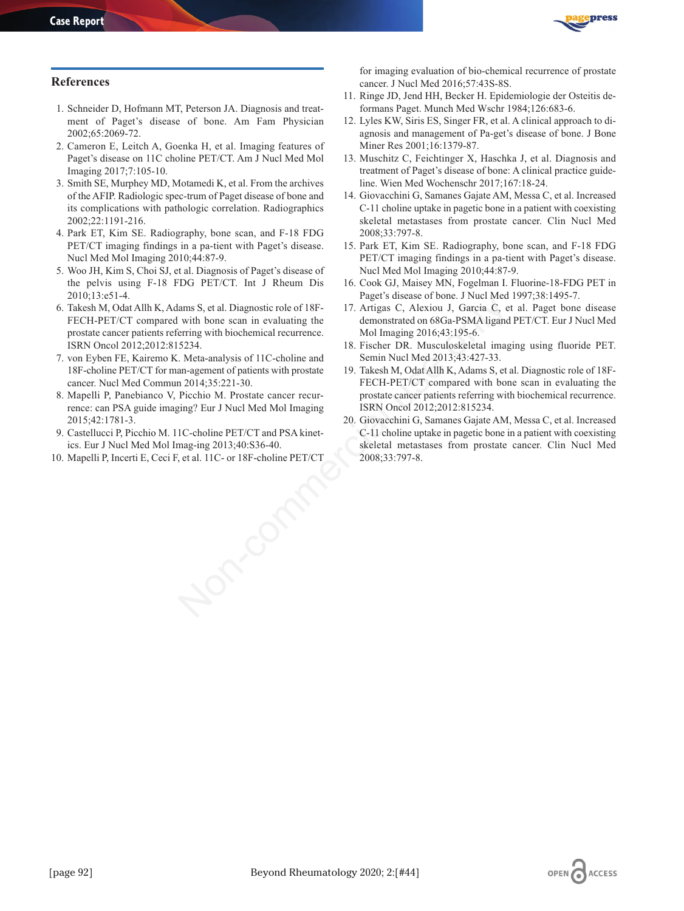## References

1. Schneider D, Hofmann MT, Peterson JA. Diagnosis and treatment of Paget's disease of bone. Am Fam Physician 2002;65:2069-72.
2. Cameron E, Leitch A, Goenka H, et al. Imaging features of Paget's disease on 11C choline PET/CT. Am J Nucl Med Mol Imaging 2017;7:105-10.
3. Smith SE, Murphey MD, Motamedi K, et al. From the archives of the AFIP. Radiologic spec-trum of Paget disease of bone and its complications with pathologic correlation. Radiographics 2002;22:1191-216.
4. Park ET, Kim SE. Radiography, bone scan, and F-18 FDG PET/CT imaging findings in a pa-tient with Paget's disease. Nucl Med Mol Imaging 2010;44:87-9.
5. Woo JH, Kim S, Choi SJ, et al. Diagnosis of Paget's disease of the pelvis using F-18 FDG PET/CT. Int J Rheum Dis 2010;13:e51-4.
6. Takesh M, Odat Allh K, Adams S, et al. Diagnostic role of 18F-FECH-PET/CT compared with bone scan in evaluating the prostate cancer patients referring with biochemical recurrence. ISRN Oncol 2012;2012:815234.
7. von Eyben FE, Kairemo K. Meta-analysis of 11C-choline and 18F-choline PET/CT for man-agement of patients with prostate cancer. Nucl Med Commun 2014;35:221-30.
8. Mapelli P, Panebianco V, Picchio M. Prostate cancer recurrence: can PSA guide imaging? Eur J Nucl Med Mol Imaging 2015;42:1781-3.
9. Castellucci P, Picchio M. 11C-choline PET/CT and PSA kinetics. Eur J Nucl Med Mol Imag-ing 2013;40:S36-40.
10. Mapelli P, Incerti E, Ceci F, et al. 11C- or 18F-choline PET/CT for imaging evaluation of bio-chemical recurrence of prostate cancer. J Nucl Med 2016;57:43S-8S.
11. Ringe JD, Jend HH, Becker H. Epidemiologie der Osteitis deformans Paget. Munch Med Wschr 1984;126:683-6.
12. Lyles KW, Siris ES, Singer FR, et al. A clinical approach to diagnosis and management of Pa-get's disease of bone. J Bone Miner Res 2001;16:1379-87.
13. Muschitz C, Feichtinger X, Haschka J, et al. Diagnosis and treatment of Paget's disease of bone: A clinical practice guideline. Wien Med Wochenschr 2017;167:18-24.
14. Giovacchini G, Samanes Gajate AM, Messa C, et al. Increased C-11 choline uptake in pagetic bone in a patient with coexisting skeletal metastases from prostate cancer. Clin Nucl Med 2008;33:797-8.
15. Park ET, Kim SE. Radiography, bone scan, and F-18 FDG PET/CT imaging findings in a pa-tient with Paget's disease. Nucl Med Mol Imaging 2010;44:87-9.
16. Cook GJ, Maisey MN, Fogelman I. Fluorine-18-FDG PET in Paget's disease of bone. J Nucl Med 1997;38:1495-7.
17. Artigas C, Alexiou J, Garcia C, et al. Paget bone disease demonstrated on 68Ga-PSMA ligand PET/CT. Eur J Nucl Med Mol Imaging 2016;43:195-6.
18. Fischer DR. Musculoskeletal imaging using fluoride PET. Semin Nucl Med 2013;43:427-33.
19. Takesh M, Odat Allh K, Adams S, et al. Diagnostic role of 18F-FECH-PET/CT compared with bone scan in evaluating the prostate cancer patients referring with biochemical recurrence. ISRN Oncol 2012;2012:815234.
20. Giovacchini G, Samanes Gajate AM, Messa C, et al. Increased C-11 choline uptake in pagetic bone in a patient with coexisting skeletal metastases from prostate cancer. Clin Nucl Med 2008;33:797-8.